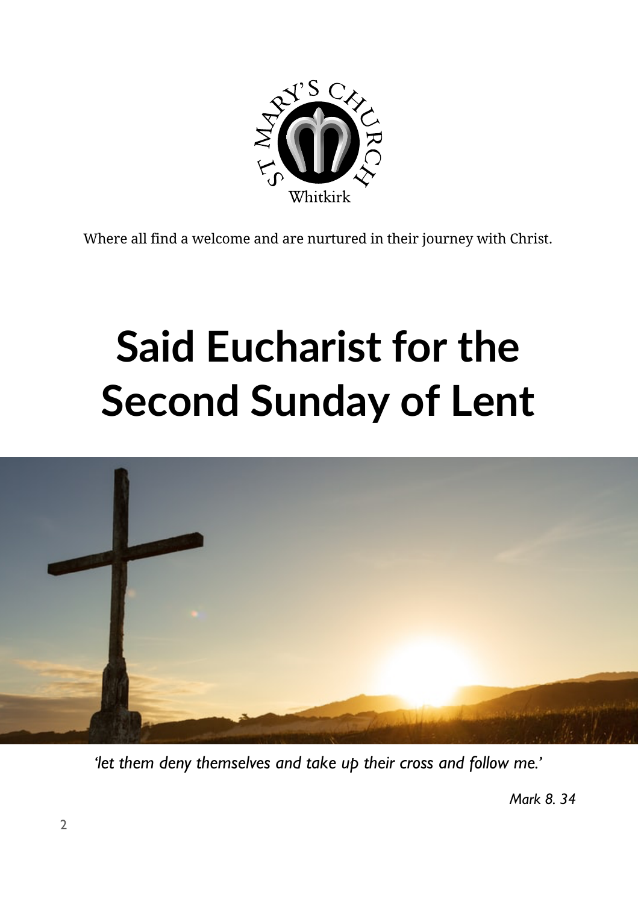Where all find a welcome and are nurtured in their journey with Christ.

# Said Eucharist for the Second Sunday of Lent

*'let them deny themselves and take up their cross and follow me.'*

*Mark 8. 34*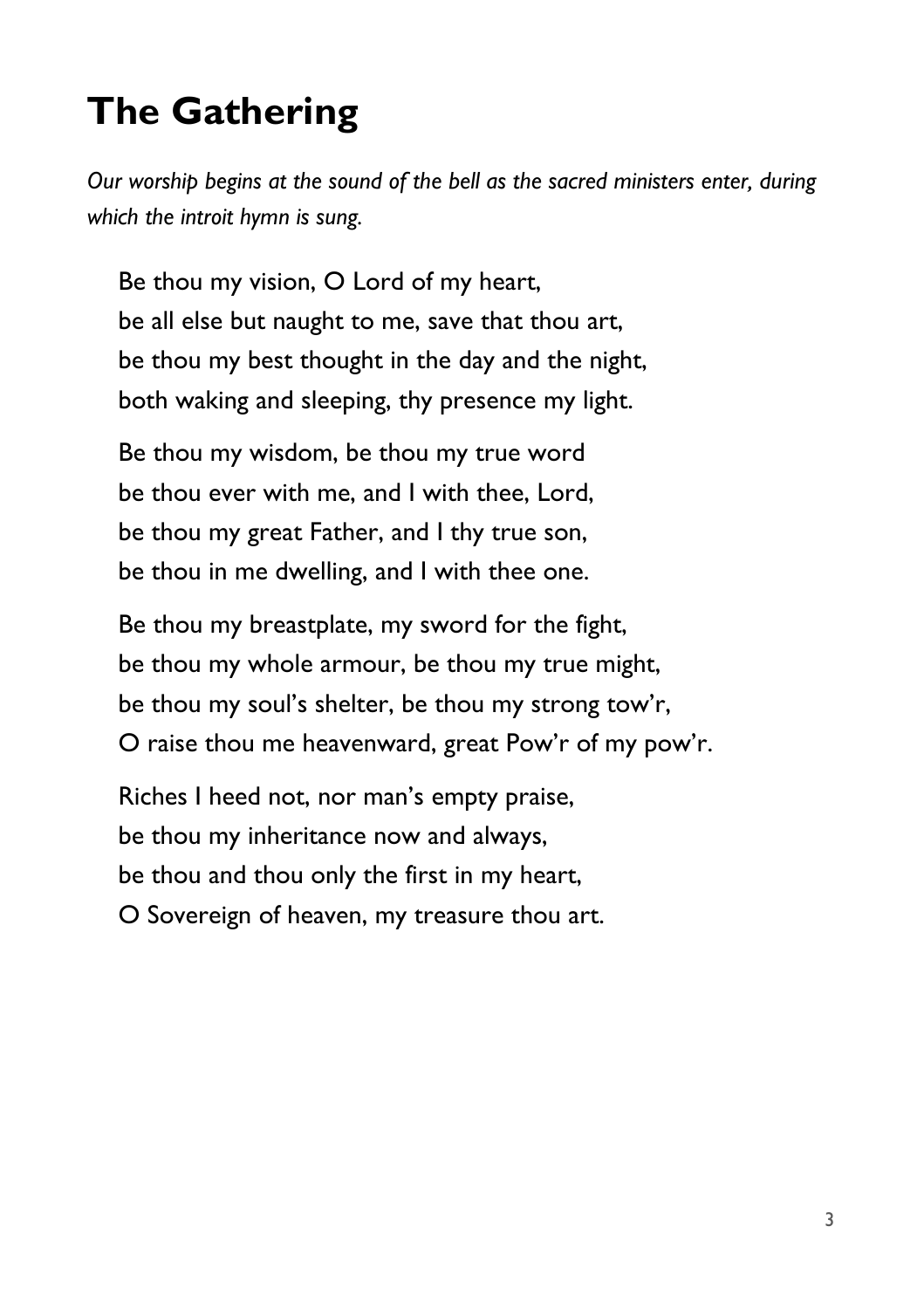# The Gathering

*Our worship begins at the sound of the bell as the sacred ministers enter, during which the introit hymn is sung.*

Be thou my vision, O Lord of my heart,  
be all else but naught to me, save that thou art,  
be thou my best thought in the day and the night,  
both waking and sleeping, thy presence my light.

Be thou my wisdom, be thou my true word  
be thou ever with me, and I with thee, Lord,  
be thou my great Father, and I thy true son,  
be thou in me dwelling, and I with thee one.

Be thou my breastplate, my sword for the fight,  
be thou my whole armour, be thou my true might,  
be thou my soul's shelter, be thou my strong tow'r,  
O raise thou me heavenward, great Pow'r of my pow'r.

Riches I heed not, nor man's empty praise,  
be thou my inheritance now and always,  
be thou and thou only the first in my heart,  
O Sovereign of heaven, my treasure thou art.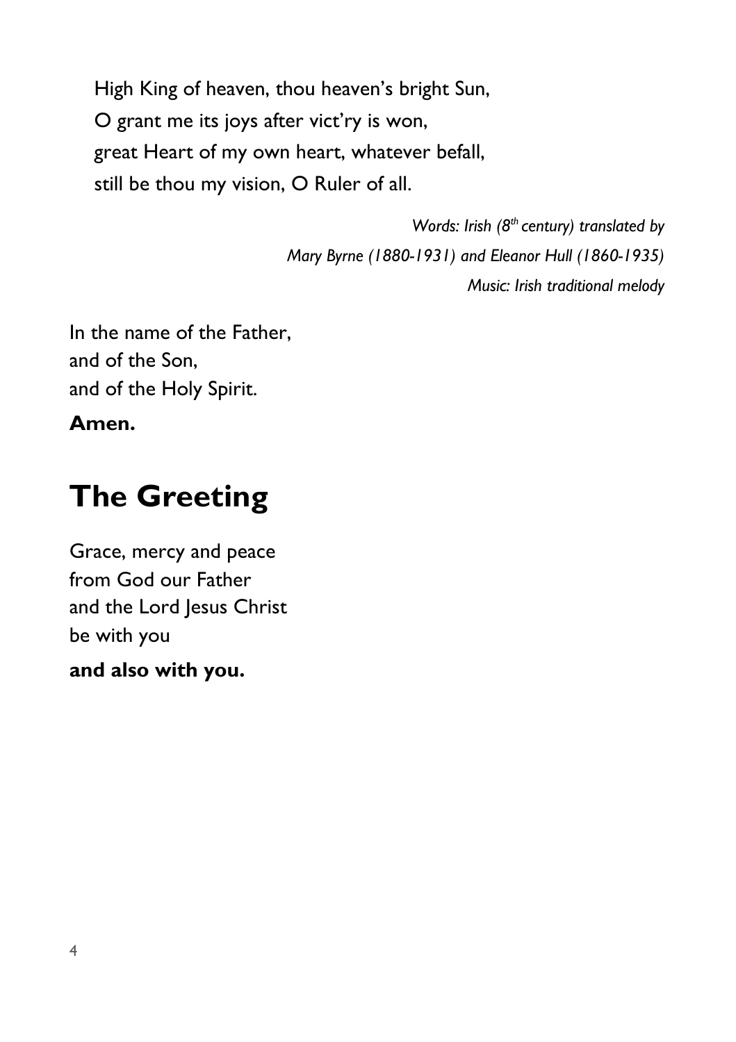High King of heaven, thou heaven's bright Sun,  
O grant me its joys after vict'ry is won,  
great Heart of my own heart, whatever befall,  
still be thou my vision, O Ruler of all.

*Words: Irish (8th century) translated by*  
*Mary Byrne (1880-1931) and Eleanor Hull (1860-1935)*  
*Music: Irish traditional melody*

In the name of the Father,  
and of the Son,  
and of the Holy Spirit.

**Amen.**

## The Greeting

Grace, mercy and peace  
from God our Father  
and the Lord Jesus Christ  
be with you

**and also with you.**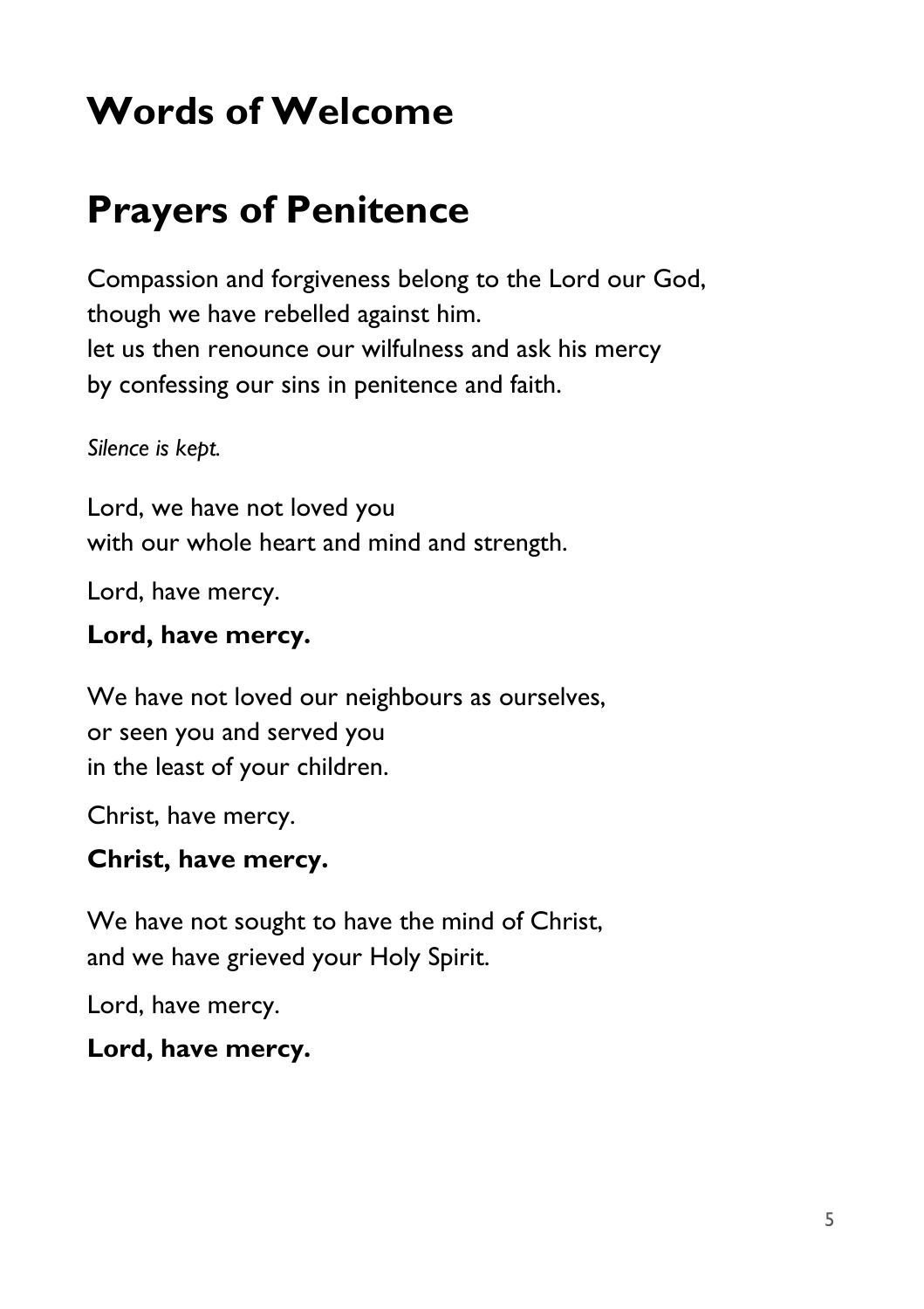# Words of Welcome

# Prayers of Penitence

Compassion and forgiveness belong to the Lord our God,
though we have rebelled against him.
let us then renounce our wilfulness and ask his mercy
by confessing our sins in penitence and faith.

*Silence is kept.*

Lord, we have not loved you
with our whole heart and mind and strength.

Lord, have mercy.

**Lord, have mercy.**

We have not loved our neighbours as ourselves,
or seen you and served you
in the least of your children.

Christ, have mercy.

**Christ, have mercy.**

We have not sought to have the mind of Christ,
and we have grieved your Holy Spirit.

Lord, have mercy.

**Lord, have mercy.**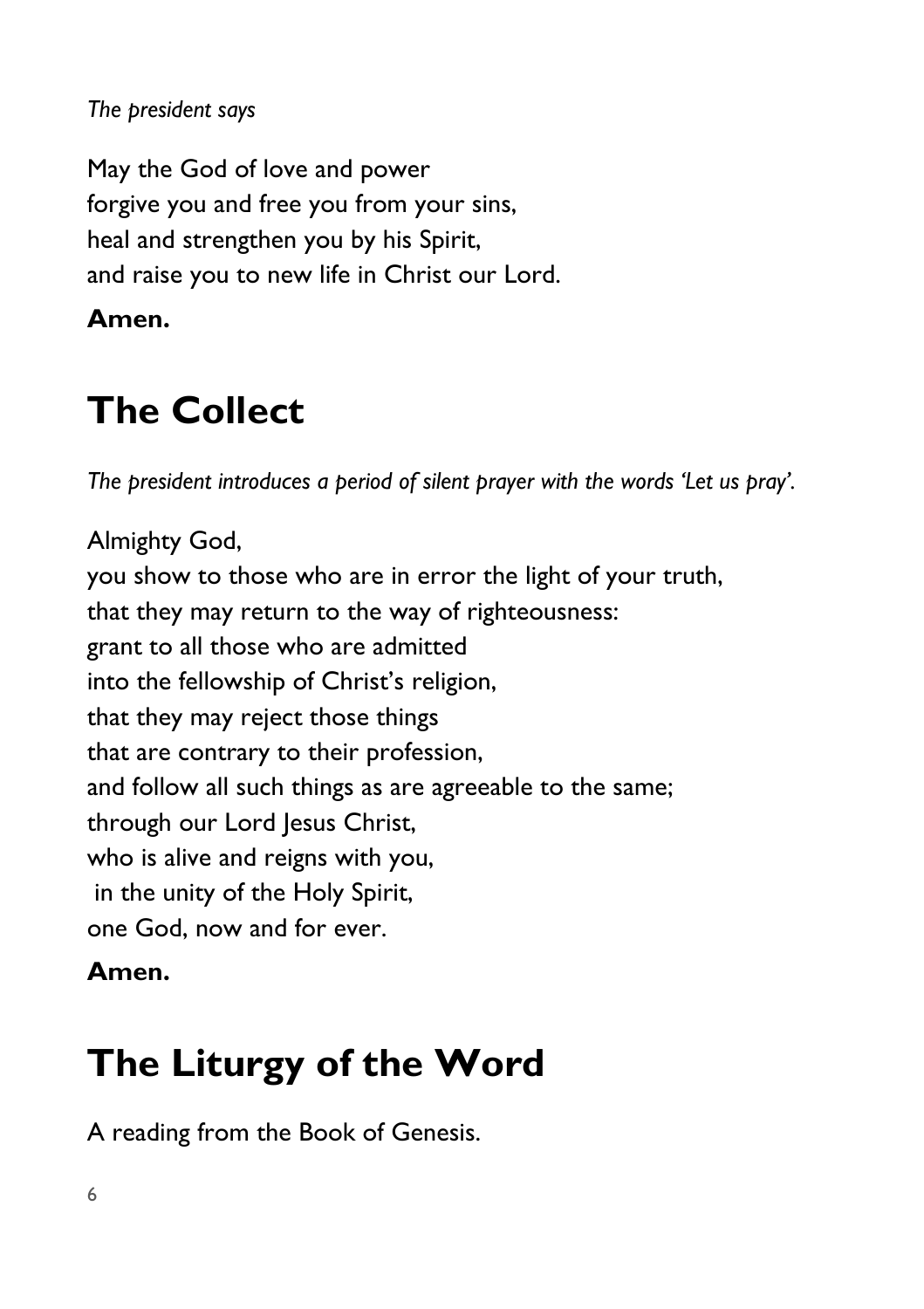*The president says*

May the God of love and power
forgive you and free you from your sins,
heal and strengthen you by his Spirit,
and raise you to new life in Christ our Lord.

**Amen.**

# The Collect

*The president introduces a period of silent prayer with the words 'Let us pray'.*

Almighty God,
you show to those who are in error the light of your truth,
that they may return to the way of righteousness:
grant to all those who are admitted
into the fellowship of Christ's religion,
that they may reject those things
that are contrary to their profession,
and follow all such things as are agreeable to the same;
through our Lord Jesus Christ,
who is alive and reigns with you,
in the unity of the Holy Spirit,
one God, now and for ever.

**Amen.**

# The Liturgy of the Word

A reading from the Book of Genesis.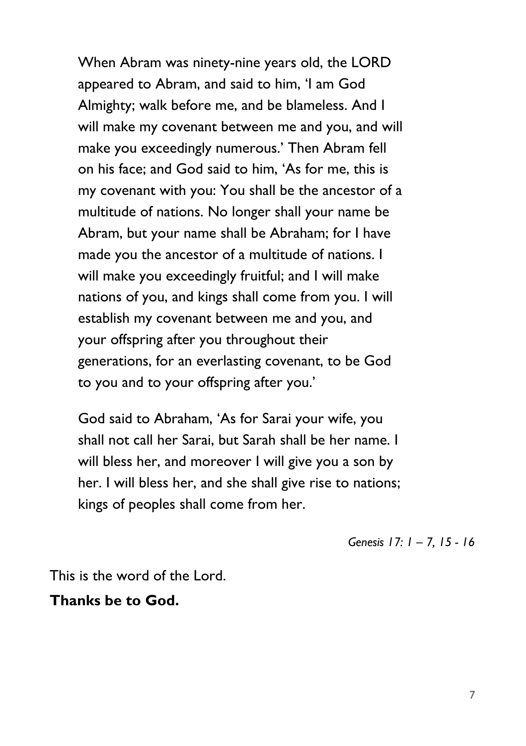When Abram was ninety-nine years old, the LORD appeared to Abram, and said to him, 'I am God Almighty; walk before me, and be blameless. And I will make my covenant between me and you, and will make you exceedingly numerous.' Then Abram fell on his face; and God said to him, 'As for me, this is my covenant with you: You shall be the ancestor of a multitude of nations. No longer shall your name be Abram, but your name shall be Abraham; for I have made you the ancestor of a multitude of nations. I will make you exceedingly fruitful; and I will make nations of you, and kings shall come from you. I will establish my covenant between me and you, and your offspring after you throughout their generations, for an everlasting covenant, to be God to you and to your offspring after you.'

God said to Abraham, 'As for Sarai your wife, you shall not call her Sarai, but Sarah shall be her name. I will bless her, and moreover I will give you a son by her. I will bless her, and she shall give rise to nations; kings of peoples shall come from her.

*Genesis 17: 1 – 7, 15 - 16*

This is the word of the Lord.

**Thanks be to God.**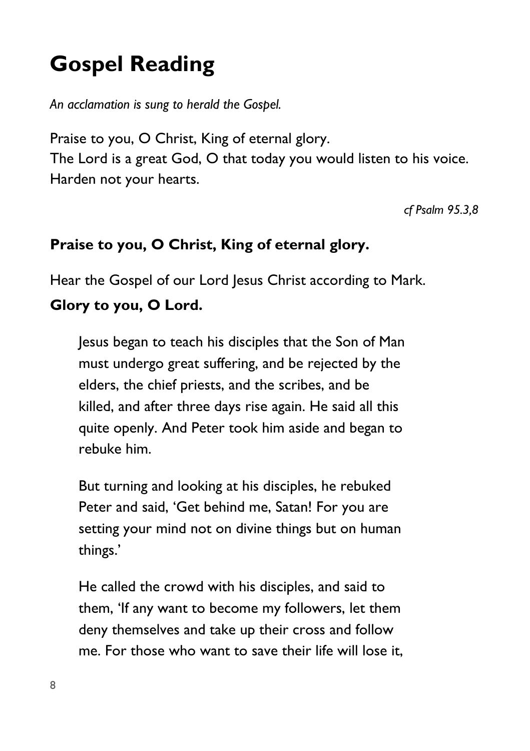# Gospel Reading

*An acclamation is sung to herald the Gospel.*

Praise to you, O Christ, King of eternal glory.
The Lord is a great God, O that today you would listen to his voice.
Harden not your hearts.

*cf Psalm 95.3,8*

**Praise to you, O Christ, King of eternal glory.**

Hear the Gospel of our Lord Jesus Christ according to Mark.
**Glory to you, O Lord.**

> Jesus began to teach his disciples that the Son of Man must undergo great suffering, and be rejected by the elders, the chief priests, and the scribes, and be killed, and after three days rise again. He said all this quite openly. And Peter took him aside and began to rebuke him.
>
> But turning and looking at his disciples, he rebuked Peter and said, 'Get behind me, Satan! For you are setting your mind not on divine things but on human things.'
>
> He called the crowd with his disciples, and said to them, 'If any want to become my followers, let them deny themselves and take up their cross and follow me. For those who want to save their life will lose it,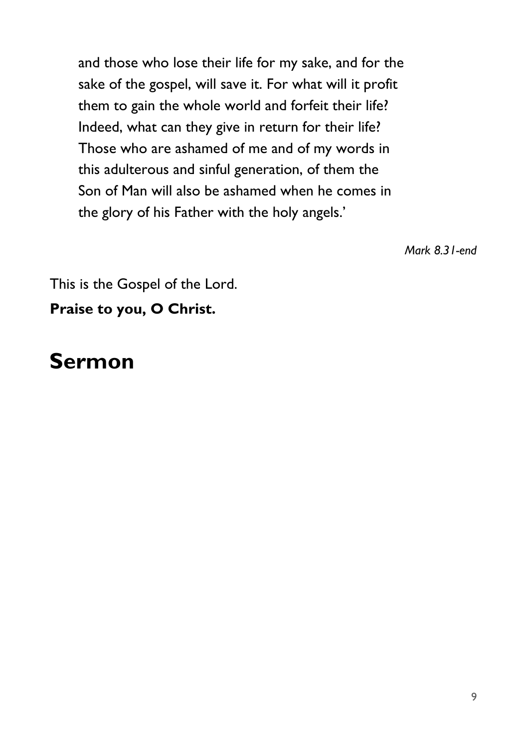and those who lose their life for my sake, and for the sake of the gospel, will save it. For what will it profit them to gain the whole world and forfeit their life? Indeed, what can they give in return for their life? Those who are ashamed of me and of my words in this adulterous and sinful generation, of them the Son of Man will also be ashamed when he comes in the glory of his Father with the holy angels.'

*Mark 8.31-end*

This is the Gospel of the Lord.
**Praise to you, O Christ.**

# Sermon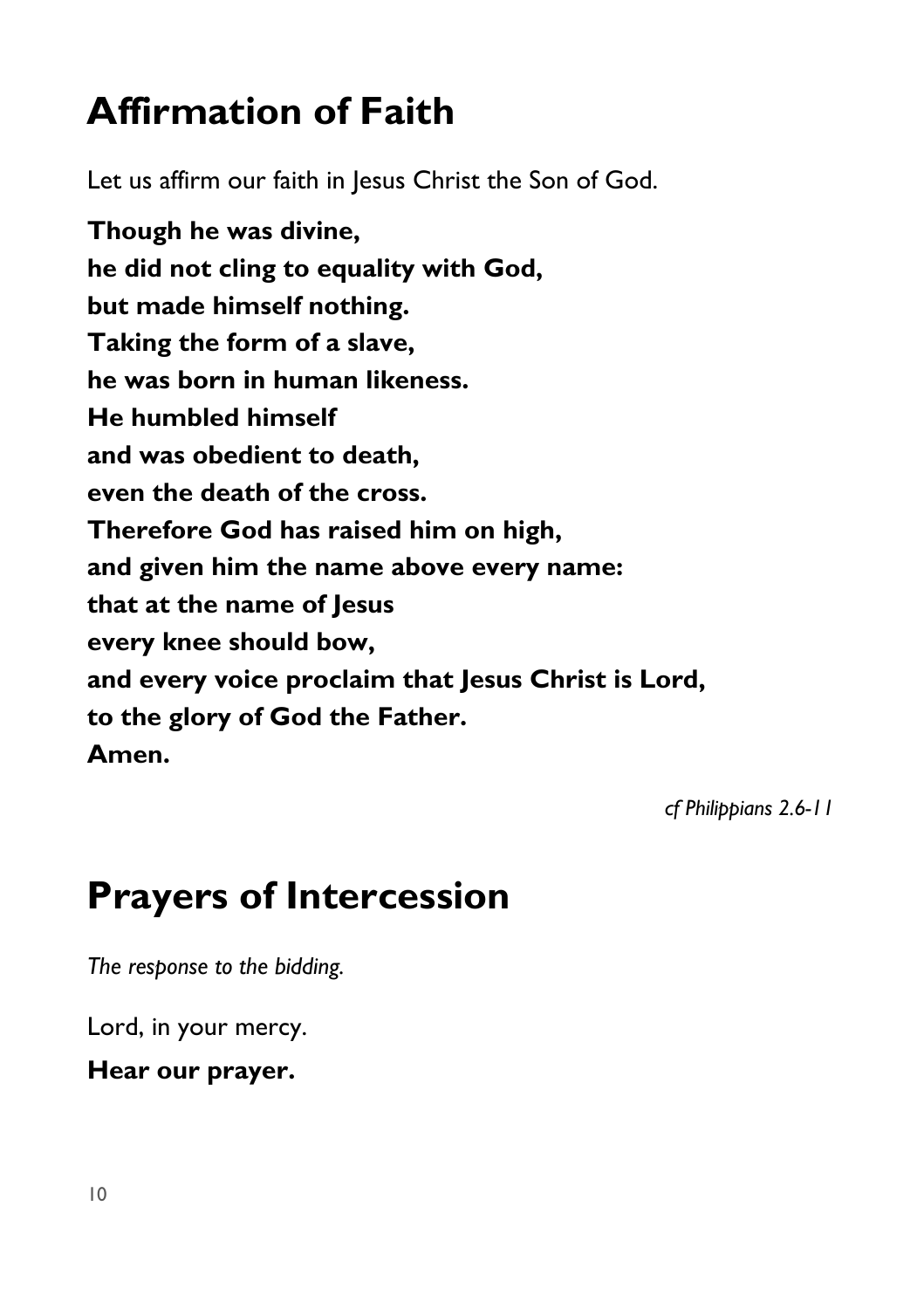# Affirmation of Faith

Let us affirm our faith in Jesus Christ the Son of God.

**Though he was divine,**
**he did not cling to equality with God,**
**but made himself nothing.**
**Taking the form of a slave,**
**he was born in human likeness.**
**He humbled himself**
**and was obedient to death,**
**even the death of the cross.**
**Therefore God has raised him on high,**
**and given him the name above every name:**
**that at the name of Jesus**
**every knee should bow,**
**and every voice proclaim that Jesus Christ is Lord,**
**to the glory of God the Father.**
**Amen.**

*cf Philippians 2.6-11*

# Prayers of Intercession

*The response to the bidding.*

Lord, in your mercy.

**Hear our prayer.**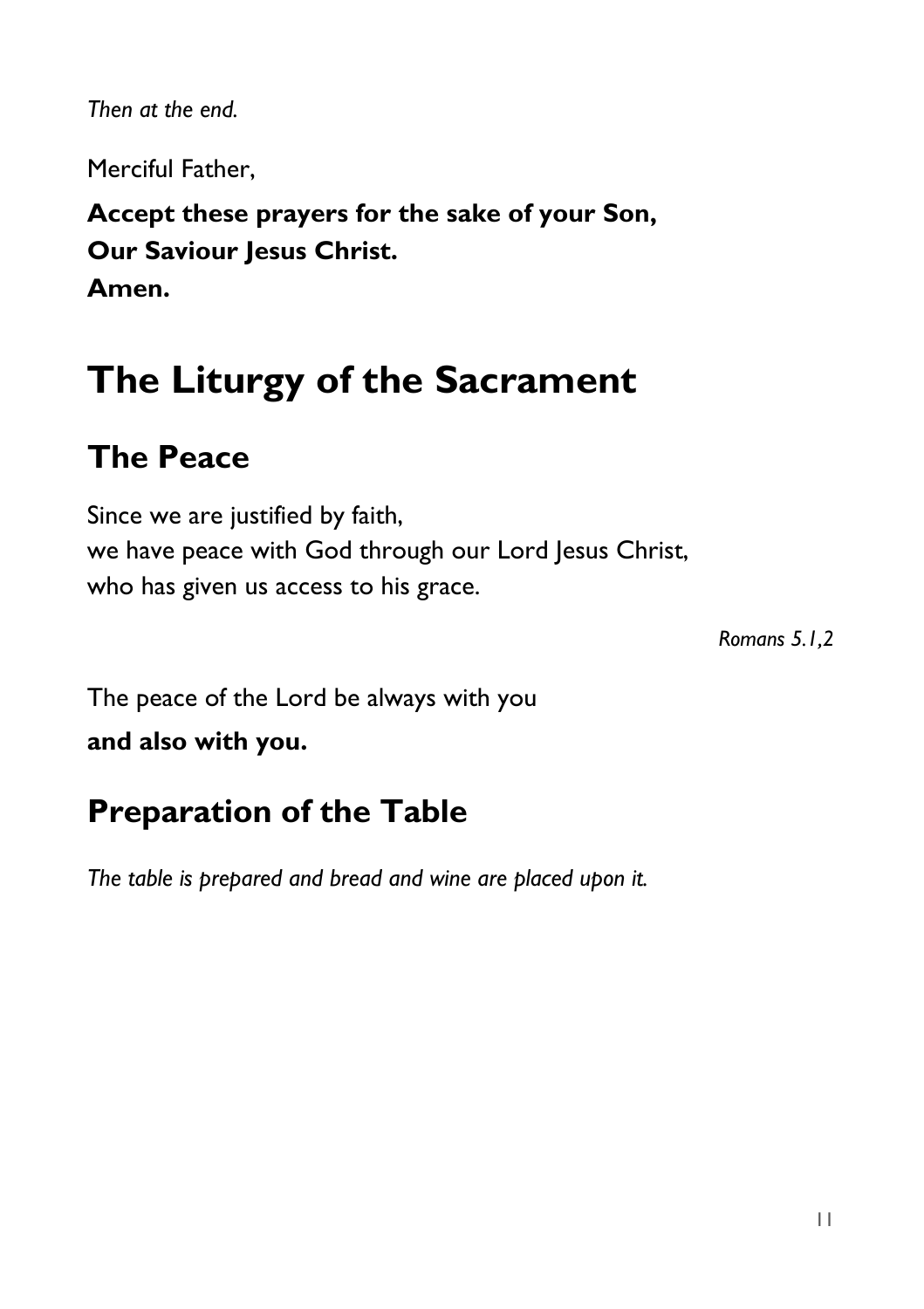*Then at the end.*

Merciful Father,

**Accept these prayers for the sake of your Son,**
**Our Saviour Jesus Christ.**
**Amen.**

# The Liturgy of the Sacrament

## The Peace

Since we are justified by faith,
we have peace with God through our Lord Jesus Christ,
who has given us access to his grace.

*Romans 5.1,2*

The peace of the Lord be always with you

**and also with you.**

## Preparation of the Table

*The table is prepared and bread and wine are placed upon it.*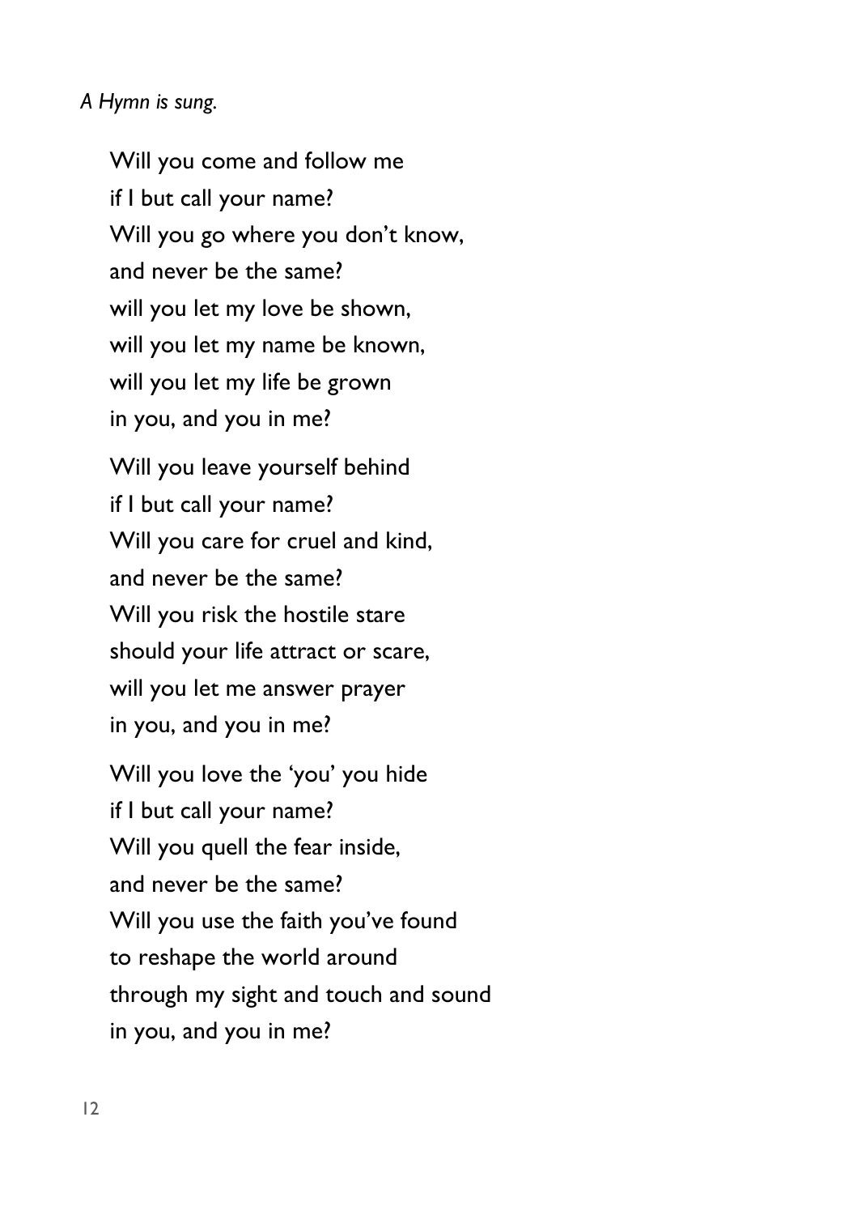*A Hymn is sung.*

Will you come and follow me
if I but call your name?
Will you go where you don't know,
and never be the same?
will you let my love be shown,
will you let my name be known,
will you let my life be grown
in you, and you in me?

Will you leave yourself behind
if I but call your name?
Will you care for cruel and kind,
and never be the same?
Will you risk the hostile stare
should your life attract or scare,
will you let me answer prayer
in you, and you in me?

Will you love the 'you' you hide
if I but call your name?
Will you quell the fear inside,
and never be the same?
Will you use the faith you've found
to reshape the world around
through my sight and touch and sound
in you, and you in me?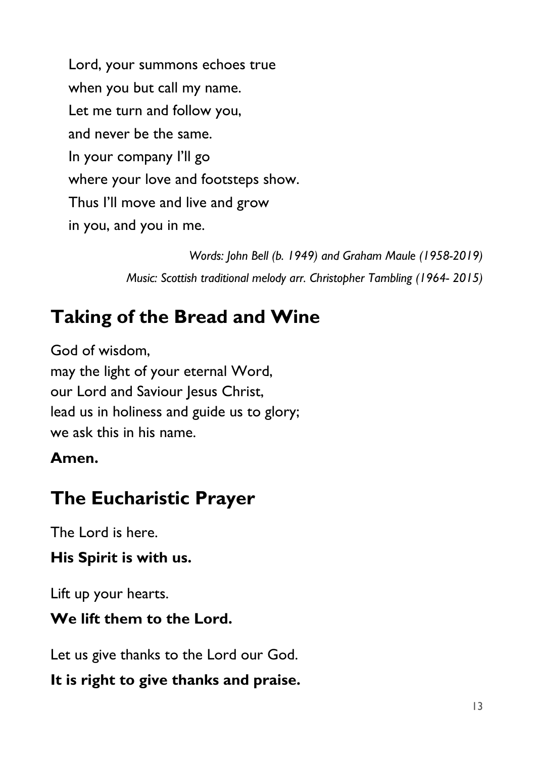Lord, your summons echoes true  
when you but call my name.  
Let me turn and follow you,  
and never be the same.  
In your company I'll go  
where your love and footsteps show.  
Thus I'll move and live and grow  
in you, and you in me.

*Words: John Bell (b. 1949) and Graham Maule (1958-2019)*  
*Music: Scottish traditional melody arr. Christopher Tambling (1964- 2015)*

## Taking of the Bread and Wine

God of wisdom,  
may the light of your eternal Word,  
our Lord and Saviour Jesus Christ,  
lead us in holiness and guide us to glory;  
we ask this in his name.

**Amen.**

## The Eucharistic Prayer

The Lord is here.

**His Spirit is with us.**

Lift up your hearts.

**We lift them to the Lord.**

Let us give thanks to the Lord our God.

**It is right to give thanks and praise.**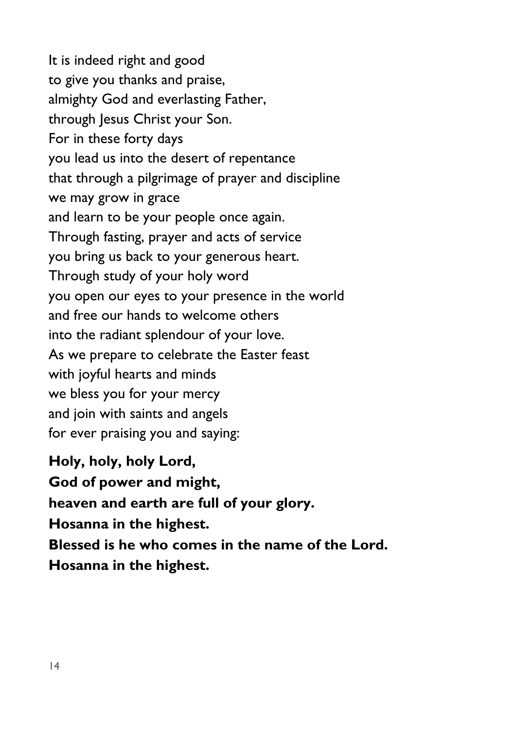It is indeed right and good  
to give you thanks and praise,  
almighty God and everlasting Father,  
through Jesus Christ your Son.  
For in these forty days  
you lead us into the desert of repentance  
that through a pilgrimage of prayer and discipline  
we may grow in grace  
and learn to be your people once again.  
Through fasting, prayer and acts of service  
you bring us back to your generous heart.  
Through study of your holy word  
you open our eyes to your presence in the world  
and free our hands to welcome others  
into the radiant splendour of your love.  
As we prepare to celebrate the Easter feast  
with joyful hearts and minds  
we bless you for your mercy  
and join with saints and angels  
for ever praising you and saying:

**Holy, holy, holy Lord,**  
**God of power and might,**  
**heaven and earth are full of your glory.**  
**Hosanna in the highest.**  
**Blessed is he who comes in the name of the Lord.**  
**Hosanna in the highest.**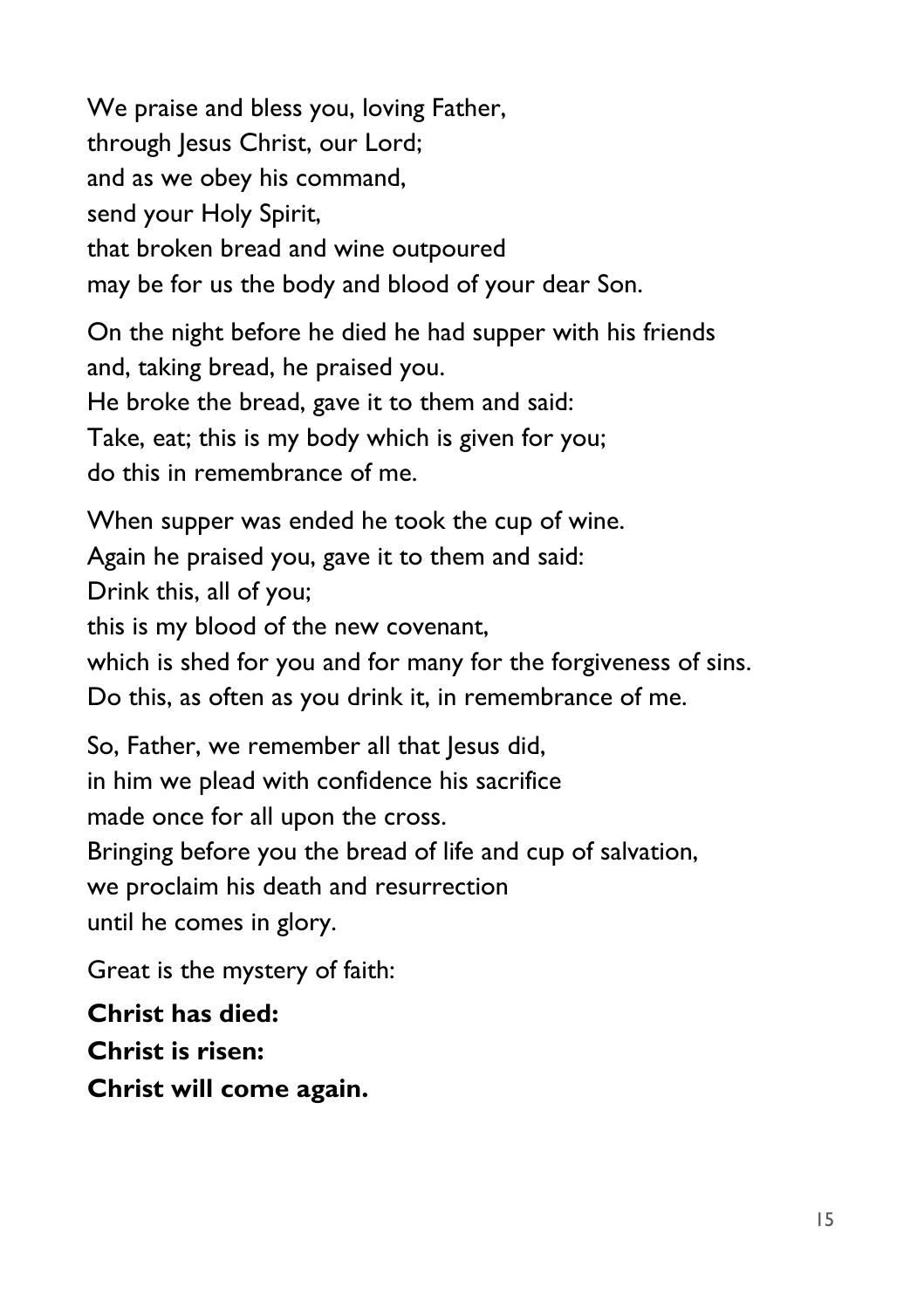We praise and bless you, loving Father,
through Jesus Christ, our Lord;
and as we obey his command,
send your Holy Spirit,
that broken bread and wine outpoured
may be for us the body and blood of your dear Son.

On the night before he died he had supper with his friends
and, taking bread, he praised you.
He broke the bread, gave it to them and said:
Take, eat; this is my body which is given for you;
do this in remembrance of me.

When supper was ended he took the cup of wine.
Again he praised you, gave it to them and said:
Drink this, all of you;
this is my blood of the new covenant,
which is shed for you and for many for the forgiveness of sins.
Do this, as often as you drink it, in remembrance of me.

So, Father, we remember all that Jesus did,
in him we plead with confidence his sacrifice
made once for all upon the cross.
Bringing before you the bread of life and cup of salvation,
we proclaim his death and resurrection
until he comes in glory.

Great is the mystery of faith:

**Christ has died:**
**Christ is risen:**
**Christ will come again.**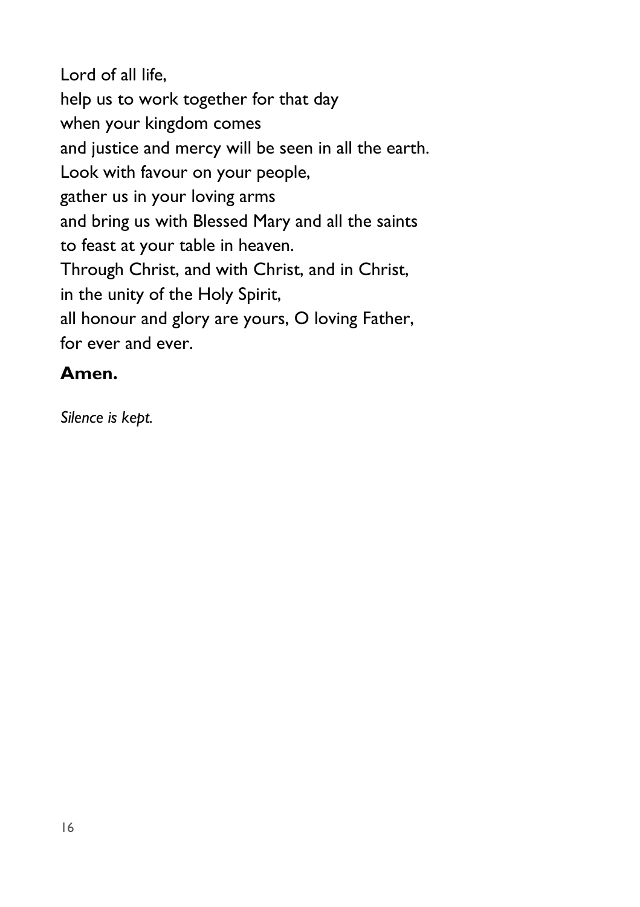Lord of all life,
help us to work together for that day
when your kingdom comes
and justice and mercy will be seen in all the earth.
Look with favour on your people,
gather us in your loving arms
and bring us with Blessed Mary and all the saints
to feast at your table in heaven.
Through Christ, and with Christ, and in Christ,
in the unity of the Holy Spirit,
all honour and glory are yours, O loving Father,
for ever and ever.

**Amen.**

*Silence is kept.*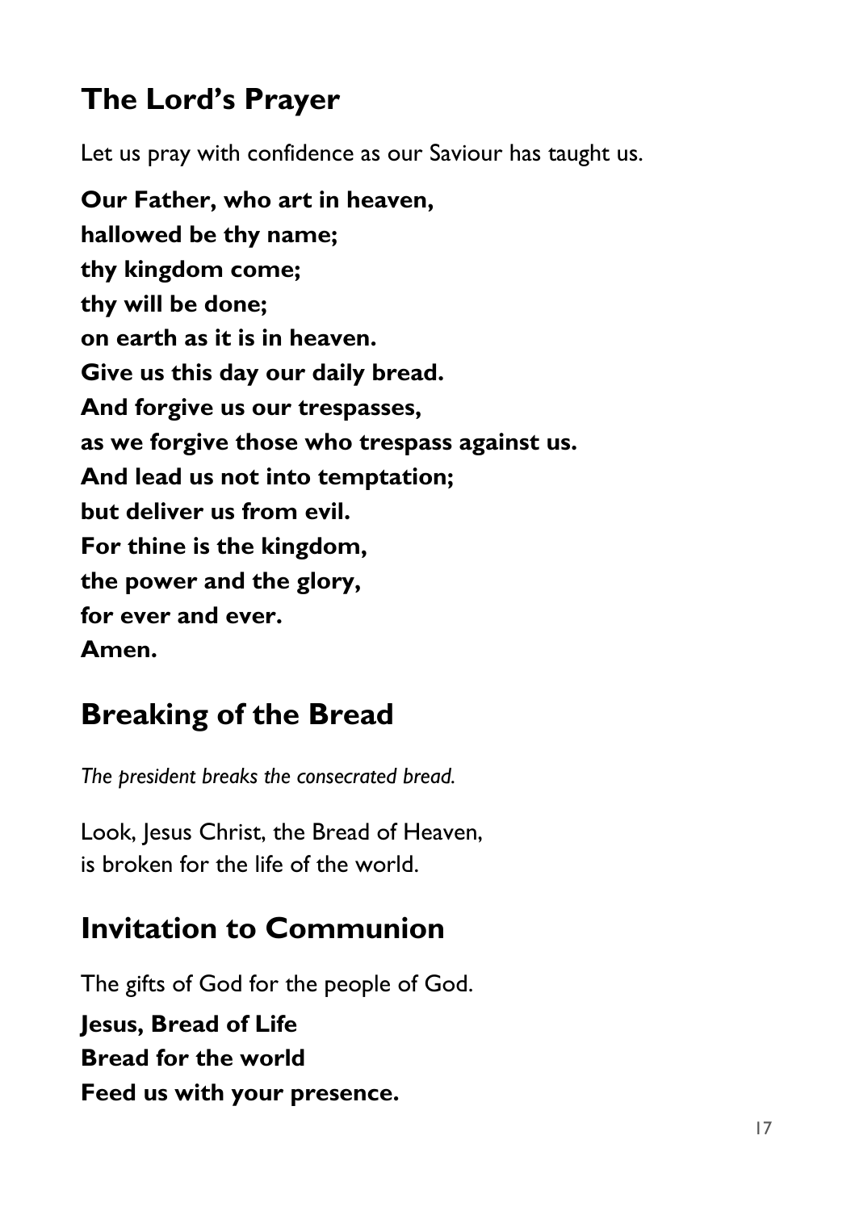## The Lord's Prayer

Let us pray with confidence as our Saviour has taught us.

**Our Father, who art in heaven,**
**hallowed be thy name;**
**thy kingdom come;**
**thy will be done;**
**on earth as it is in heaven.**
**Give us this day our daily bread.**
**And forgive us our trespasses,**
**as we forgive those who trespass against us.**
**And lead us not into temptation;**
**but deliver us from evil.**
**For thine is the kingdom,**
**the power and the glory,**
**for ever and ever.**
**Amen.**

## Breaking of the Bread

*The president breaks the consecrated bread.*

Look, Jesus Christ, the Bread of Heaven,
is broken for the life of the world.

## Invitation to Communion

The gifts of God for the people of God.

**Jesus, Bread of Life**
**Bread for the world**
**Feed us with your presence.**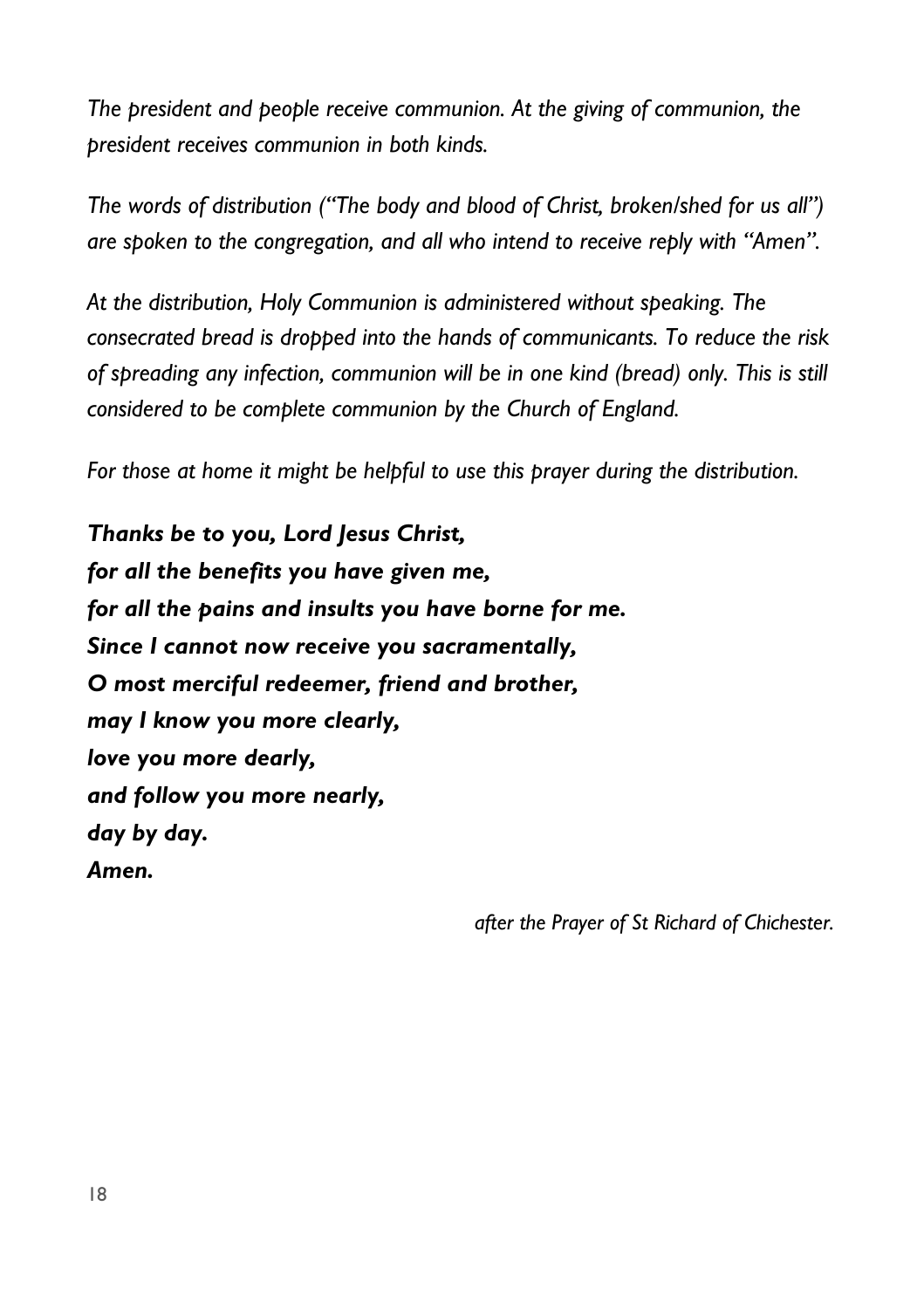*The president and people receive communion. At the giving of communion, the president receives communion in both kinds.*

*The words of distribution ("The body and blood of Christ, broken/shed for us all") are spoken to the congregation, and all who intend to receive reply with "Amen".*

*At the distribution, Holy Communion is administered without speaking. The consecrated bread is dropped into the hands of communicants. To reduce the risk of spreading any infection, communion will be in one kind (bread) only. This is still considered to be complete communion by the Church of England.*

*For those at home it might be helpful to use this prayer during the distribution.*

***Thanks be to you, Lord Jesus Christ,***
***for all the benefits you have given me,***
***for all the pains and insults you have borne for me.***
***Since I cannot now receive you sacramentally,***
***O most merciful redeemer, friend and brother,***
***may I know you more clearly,***
***love you more dearly,***
***and follow you more nearly,***
***day by day.***
***Amen.***

*after the Prayer of St Richard of Chichester.*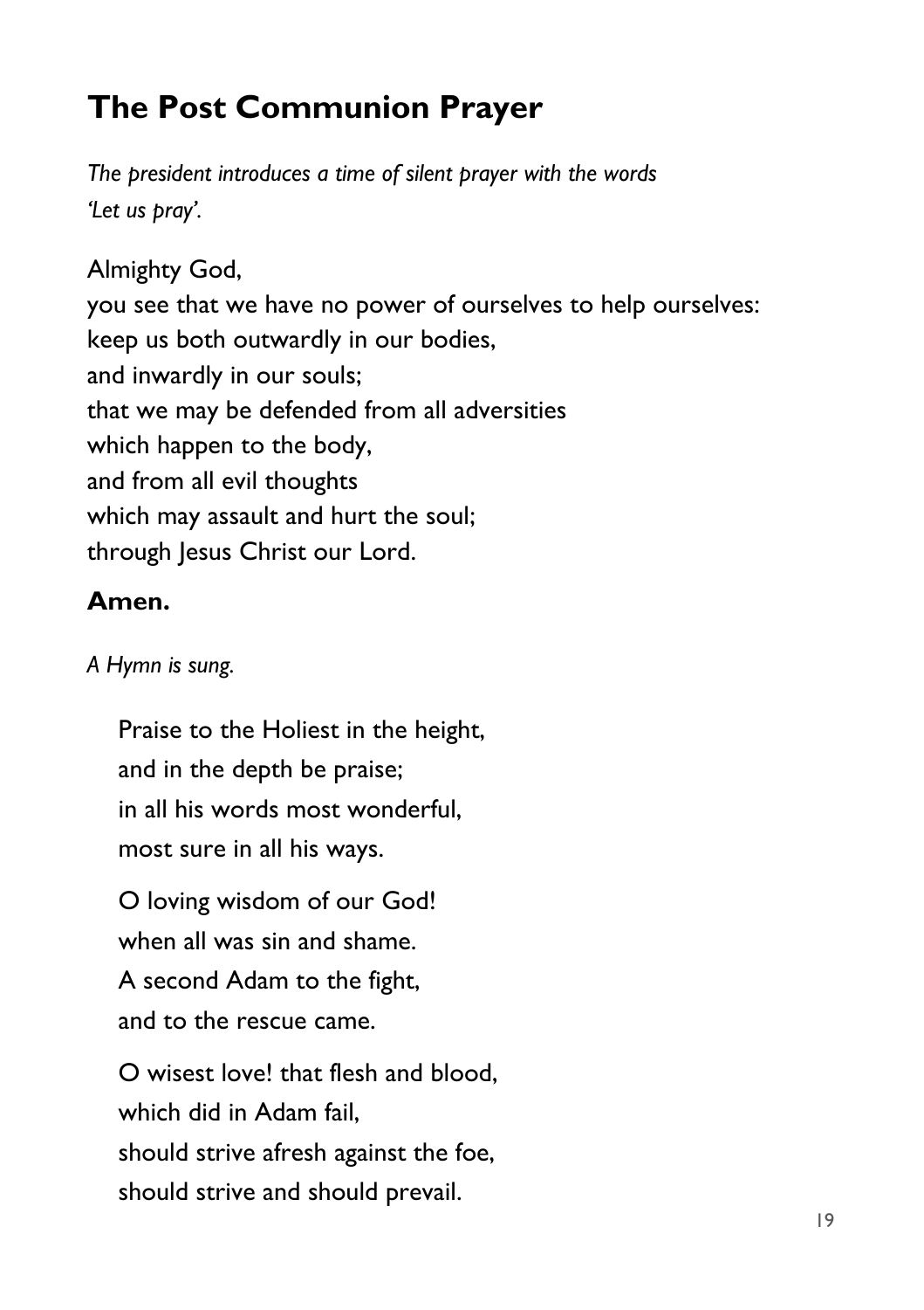## The Post Communion Prayer

*The president introduces a time of silent prayer with the words 'Let us pray'.*

Almighty God,  
you see that we have no power of ourselves to help ourselves:  
keep us both outwardly in our bodies,  
and inwardly in our souls;  
that we may be defended from all adversities  
which happen to the body,  
and from all evil thoughts  
which may assault and hurt the soul;  
through Jesus Christ our Lord.

**Amen.**

*A Hymn is sung.*

Praise to the Holiest in the height,  
and in the depth be praise;  
in all his words most wonderful,  
most sure in all his ways.

O loving wisdom of our God!  
when all was sin and shame.  
A second Adam to the fight,  
and to the rescue came.

O wisest love! that flesh and blood,  
which did in Adam fail,  
should strive afresh against the foe,  
should strive and should prevail.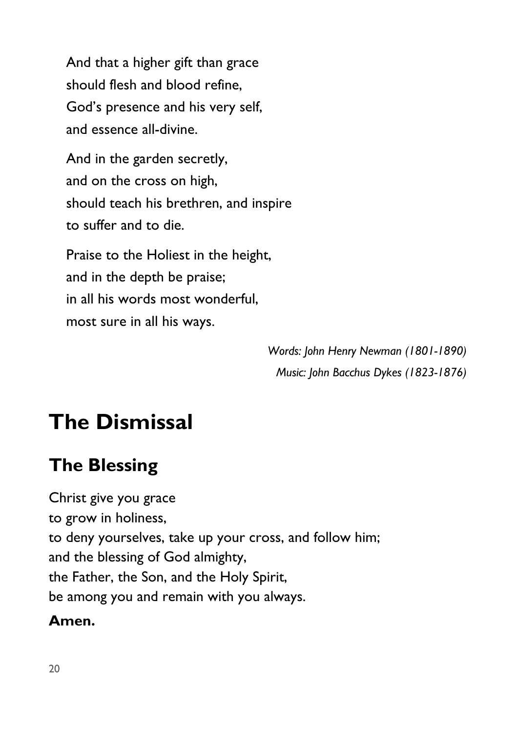And that a higher gift than grace
should flesh and blood refine,
God's presence and his very self,
and essence all-divine.

And in the garden secretly,
and on the cross on high,
should teach his brethren, and inspire
to suffer and to die.

Praise to the Holiest in the height,
and in the depth be praise;
in all his words most wonderful,
most sure in all his ways.

*Words: John Henry Newman (1801-1890)*
*Music: John Bacchus Dykes (1823-1876)*

# The Dismissal

## The Blessing

Christ give you grace
to grow in holiness,
to deny yourselves, take up your cross, and follow him;
and the blessing of God almighty,
the Father, the Son, and the Holy Spirit,
be among you and remain with you always.

**Amen.**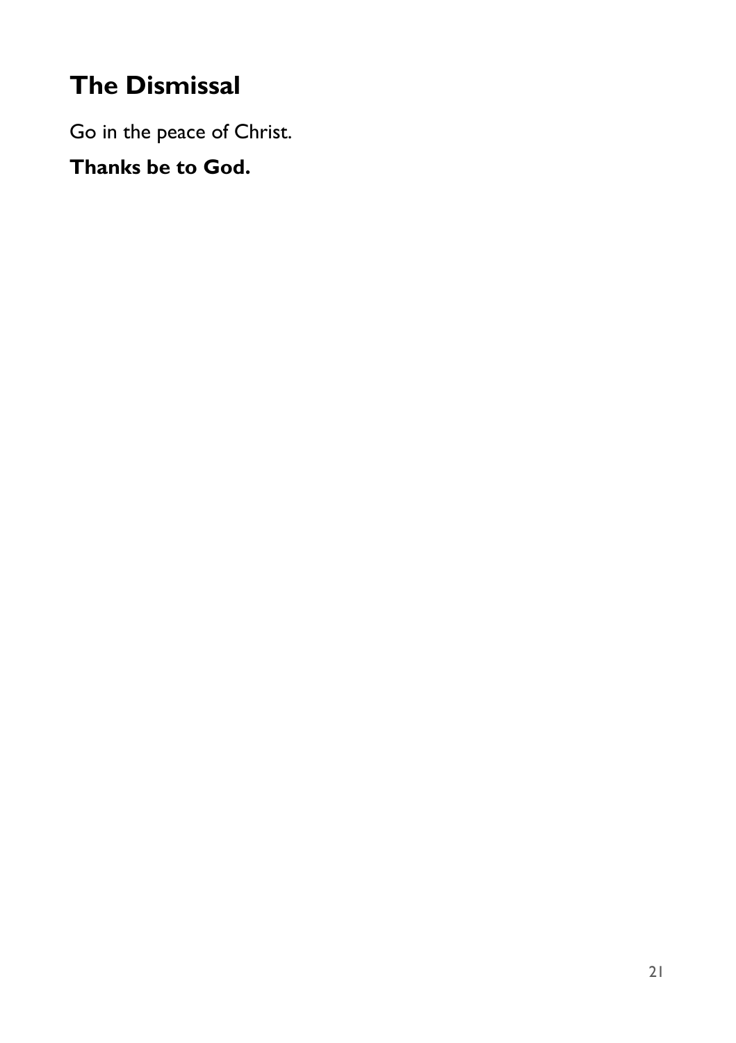## The Dismissal

Go in the peace of Christ.

**Thanks be to God.**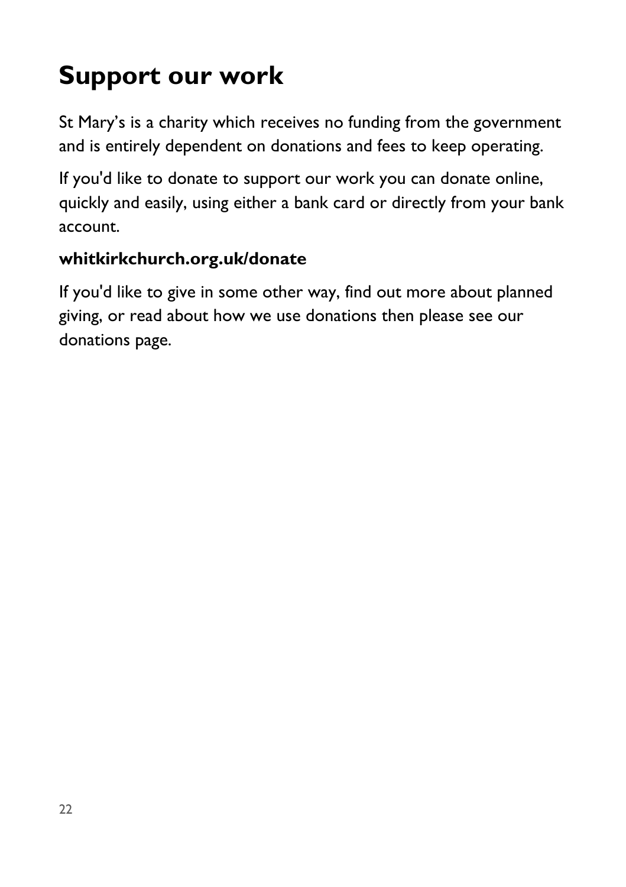# Support our work

St Mary’s is a charity which receives no funding from the government and is entirely dependent on donations and fees to keep operating.

If you'd like to donate to support our work you can donate online, quickly and easily, using either a bank card or directly from your bank account.

**whitkirkchurch.org.uk/donate**

If you'd like to give in some other way, find out more about planned giving, or read about how we use donations then please see our donations page.